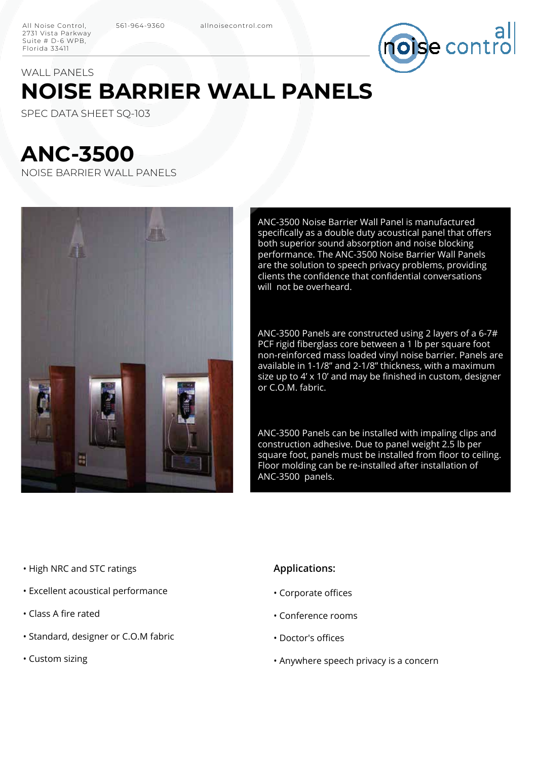All Noise Control,
2731 Vista Parkway
Suite # D-6 WPB,
Florida 33411

561-964-9360

allnoisecontrol.com

WALL PANELS

# NOISE BARRIER WALL PANELS

SPEC DATA SHEET SQ-103

## ANC-3500

NOISE BARRIER WALL PANELS

ANC-3500 Noise Barrier Wall Panel is manufactured specifically as a double duty acoustical panel that offers both superior sound absorption and noise blocking performance. The ANC-3500 Noise Barrier Wall Panels are the solution to speech privacy problems, providing clients the confidence that confidential conversations will not be overheard.

ANC-3500 Panels are constructed using 2 layers of a 6-7# PCF rigid fiberglass core between a 1 lb per square foot non-reinforced mass loaded vinyl noise barrier. Panels are available in 1-1/8" and 2-1/8" thickness, with a maximum size up to 4' x 10' and may be finished in custom, designer or C.O.M. fabric.

ANC-3500 Panels can be installed with impaling clips and construction adhesive. Due to panel weight 2.5 lb per square foot, panels must be installed from floor to ceiling. Floor molding can be re-installed after installation of ANC-3500 panels.

- High NRC and STC ratings
- Excellent acoustical performance
- Class A fire rated
- Standard, designer or C.O.M fabric
- Custom sizing

**Applications:**

- Corporate offices
- Conference rooms
- Doctor's offices
- Anywhere speech privacy is a concern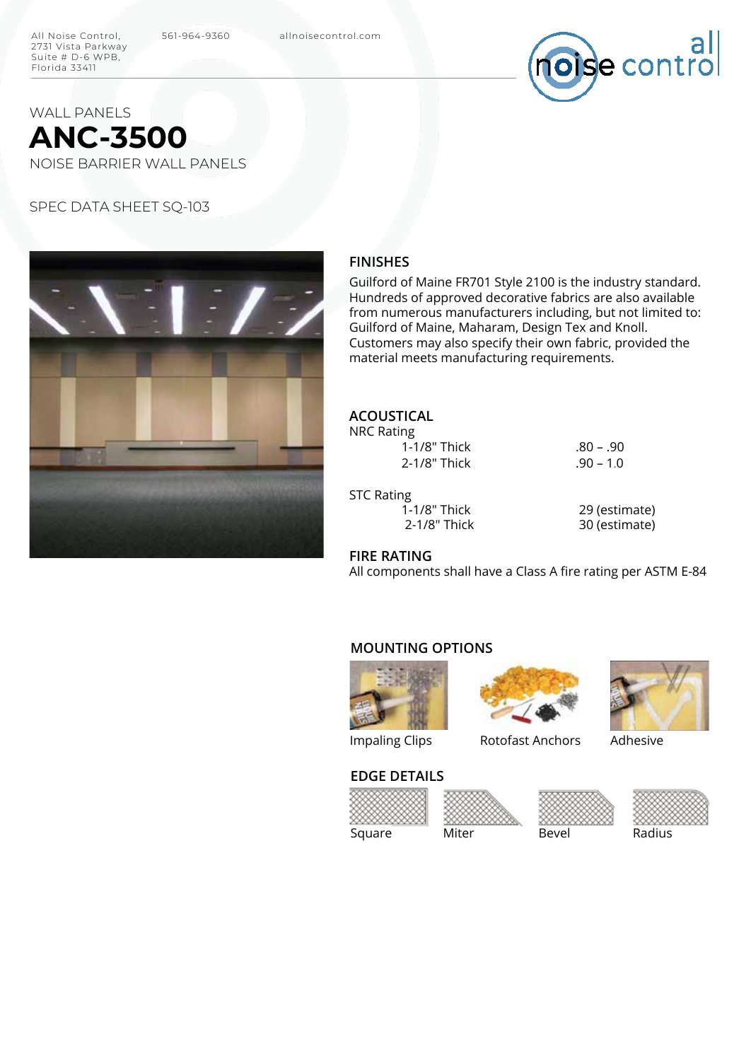All Noise Control,
2731 Vista Parkway
Suite # D-6 WPB,
Florida 33411

561-964-9360

allnoisecontrol.com

WALL PANELS

# ANC-3500

NOISE BARRIER WALL PANELS

SPEC DATA SHEET SQ-103

## FINISHES

Guilford of Maine FR701 Style 2100 is the industry standard. Hundreds of approved decorative fabrics are also available from numerous manufacturers including, but not limited to: Guilford of Maine, Maharam, Design Tex and Knoll. Customers may also specify their own fabric, provided the material meets manufacturing requirements.

## ACOUSTICAL

NRC Rating

| | |
|---|---|
| 1-1/8" Thick | .80 – .90 |
| 2-1/8" Thick | .90 – 1.0 |

STC Rating

| | |
|---|---|
| 1-1/8" Thick | 29 (estimate) |
| 2-1/8" Thick | 30 (estimate) |

## FIRE RATING

All components shall have a Class A fire rating per ASTM E-84

## MOUNTING OPTIONS

Impaling Clips

Rotofast Anchors

Adhesive

## EDGE DETAILS

Square

Miter

Bevel

Radius